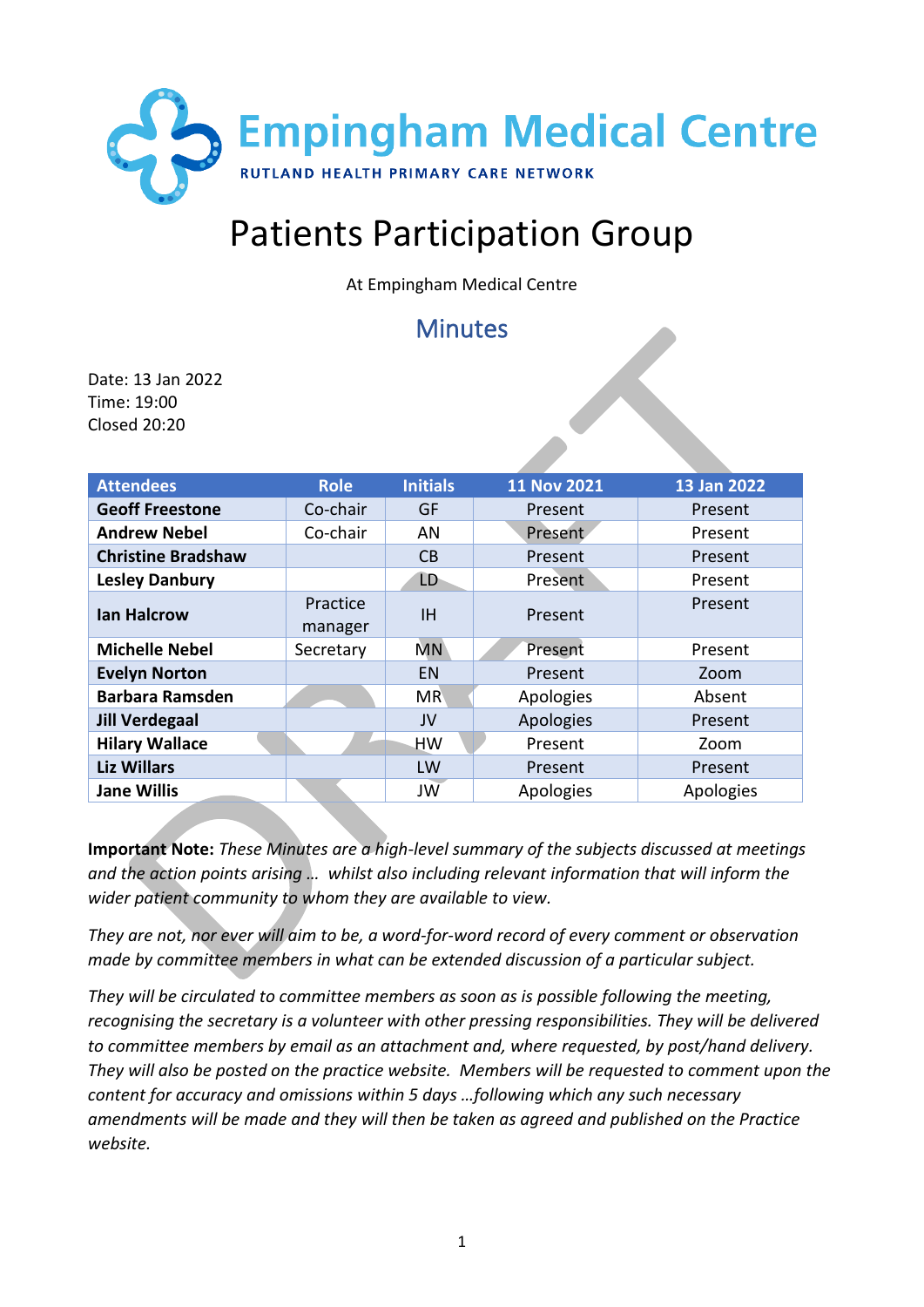# Empingham Medical Centre

RUTLAND HEALTH PRIMARY CARE NETWORK

# Patients Participation Group

At Empingham Medical Centre

## Minutes

Date: 13 Jan 2022
Time: 19:00
Closed 20:20

| Attendees | Role | Initials | 11 Nov 2021 | 13 Jan 2022 |
|---|---|---|---|---|
| **Geoff Freestone** | Co-chair | GF | Present | Present |
| **Andrew Nebel** | Co-chair | AN | Present | Present |
| **Christine Bradshaw** | | CB | Present | Present |
| **Lesley Danbury** | | LD | Present | Present |
| **Ian Halcrow** | Practice manager | IH | Present | Present |
| **Michelle Nebel** | Secretary | MN | Present | Present |
| **Evelyn Norton** | | EN | Present | Zoom |
| **Barbara Ramsden** | | MR | Apologies | Absent |
| **Jill Verdegaal** | | JV | Apologies | Present |
| **Hilary Wallace** | | HW | Present | Zoom |
| **Liz Willars** | | LW | Present | Present |
| **Jane Willis** | | JW | Apologies | Apologies |

**Important Note:** *These Minutes are a high-level summary of the subjects discussed at meetings and the action points arising … whilst also including relevant information that will inform the wider patient community to whom they are available to view.*

*They are not, nor ever will aim to be, a word-for-word record of every comment or observation made by committee members in what can be extended discussion of a particular subject.*

*They will be circulated to committee members as soon as is possible following the meeting, recognising the secretary is a volunteer with other pressing responsibilities. They will be delivered to committee members by email as an attachment and, where requested, by post/hand delivery. They will also be posted on the practice website. Members will be requested to comment upon the content for accuracy and omissions within 5 days …following which any such necessary amendments will be made and they will then be taken as agreed and published on the Practice website.*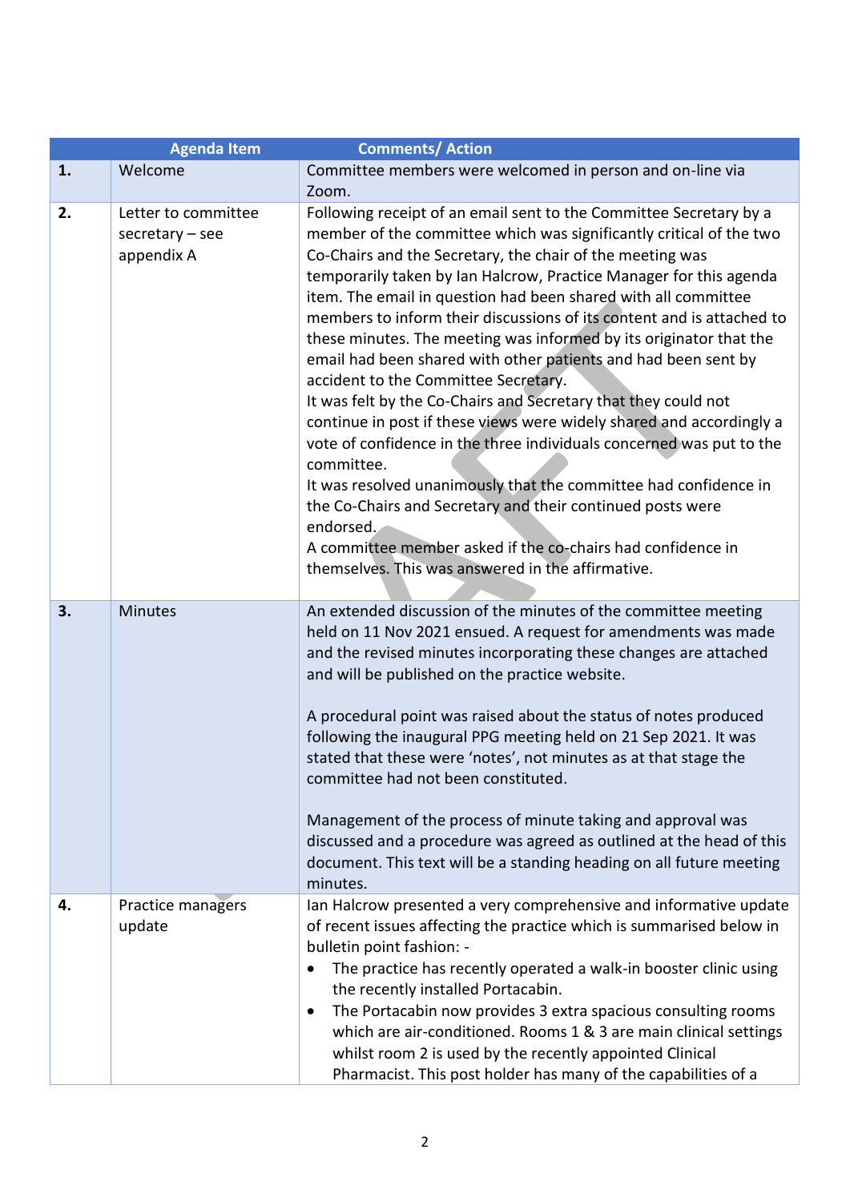| | Agenda Item | Comments/ Action |
|---|---|---|
| **1.** | Welcome | Committee members were welcomed in person and on-line via Zoom. |
| **2.** | Letter to committee secretary – see appendix A | Following receipt of an email sent to the Committee Secretary by a member of the committee which was significantly critical of the two Co-Chairs and the Secretary, the chair of the meeting was temporarily taken by Ian Halcrow, Practice Manager for this agenda item. The email in question had been shared with all committee members to inform their discussions of its content and is attached to these minutes. The meeting was informed by its originator that the email had been shared with other patients and had been sent by accident to the Committee Secretary.<br>It was felt by the Co-Chairs and Secretary that they could not continue in post if these views were widely shared and accordingly a vote of confidence in the three individuals concerned was put to the committee.<br>It was resolved unanimously that the committee had confidence in the Co-Chairs and Secretary and their continued posts were endorsed.<br>A committee member asked if the co-chairs had confidence in themselves. This was answered in the affirmative. |
| **3.** | Minutes | An extended discussion of the minutes of the committee meeting held on 11 Nov 2021 ensued. A request for amendments was made and the revised minutes incorporating these changes are attached and will be published on the practice website.<br><br>A procedural point was raised about the status of notes produced following the inaugural PPG meeting held on 21 Sep 2021. It was stated that these were 'notes', not minutes as at that stage the committee had not been constituted.<br><br>Management of the process of minute taking and approval was discussed and a procedure was agreed as outlined at the head of this document. This text will be a standing heading on all future meeting minutes. |
| **4.** | Practice managers update | Ian Halcrow presented a very comprehensive and informative update of recent issues affecting the practice which is summarised below in bulletin point fashion: -<br>• The practice has recently operated a walk-in booster clinic using the recently installed Portacabin.<br>• The Portacabin now provides 3 extra spacious consulting rooms which are air-conditioned. Rooms 1 & 3 are main clinical settings whilst room 2 is used by the recently appointed Clinical Pharmacist. This post holder has many of the capabilities of a |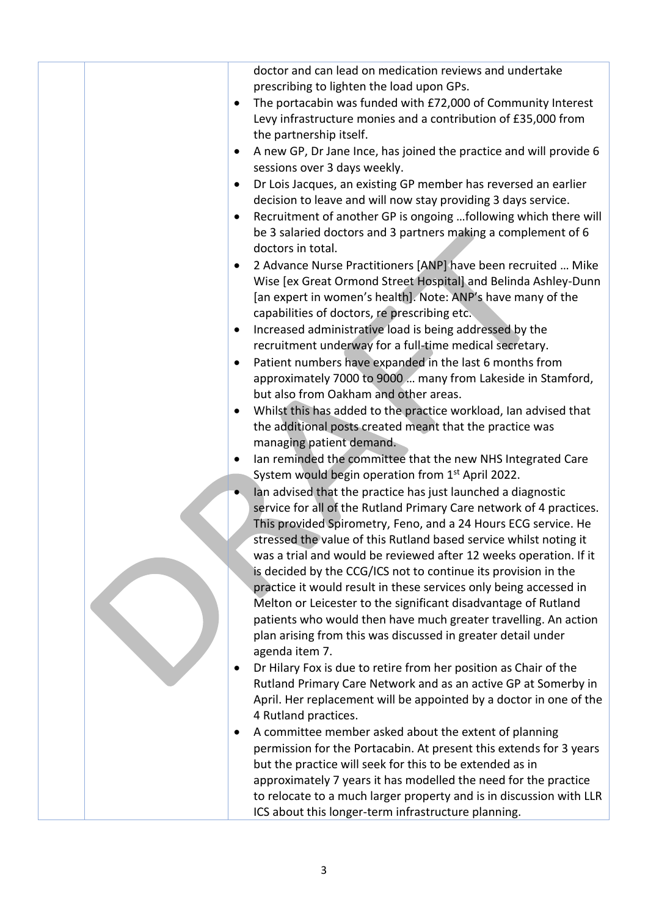|  |  | doctor and can lead on medication reviews and undertake prescribing to lighten the load upon GPs.<br>• The portacabin was funded with £72,000 of Community Interest Levy infrastructure monies and a contribution of £35,000 from the partnership itself.<br>• A new GP, Dr Jane Ince, has joined the practice and will provide 6 sessions over 3 days weekly.<br>• Dr Lois Jacques, an existing GP member has reversed an earlier decision to leave and will now stay providing 3 days service.<br>• Recruitment of another GP is ongoing …following which there will be 3 salaried doctors and 3 partners making a complement of 6 doctors in total.<br>• 2 Advance Nurse Practitioners [ANP] have been recruited … Mike Wise [ex Great Ormond Street Hospital] and Belinda Ashley-Dunn [an expert in women's health]. Note: ANP's have many of the capabilities of doctors, re prescribing etc.<br>• Increased administrative load is being addressed by the recruitment underway for a full-time medical secretary.<br>• Patient numbers have expanded in the last 6 months from approximately 7000 to 9000 … many from Lakeside in Stamford, but also from Oakham and other areas.<br>• Whilst this has added to the practice workload, Ian advised that the additional posts created meant that the practice was managing patient demand.<br>• Ian reminded the committee that the new NHS Integrated Care System would begin operation from 1st April 2022.<br>• Ian advised that the practice has just launched a diagnostic service for all of the Rutland Primary Care network of 4 practices. This provided Spirometry, Feno, and a 24 Hours ECG service. He stressed the value of this Rutland based service whilst noting it was a trial and would be reviewed after 12 weeks operation. If it is decided by the CCG/ICS not to continue its provision in the practice it would result in these services only being accessed in Melton or Leicester to the significant disadvantage of Rutland patients who would then have much greater travelling. An action plan arising from this was discussed in greater detail under agenda item 7.<br>• Dr Hilary Fox is due to retire from her position as Chair of the Rutland Primary Care Network and as an active GP at Somerby in April. Her replacement will be appointed by a doctor in one of the 4 Rutland practices.<br>• A committee member asked about the extent of planning permission for the Portacabin. At present this extends for 3 years but the practice will seek for this to be extended as in approximately 7 years it has modelled the need for the practice to relocate to a much larger property and is in discussion with LLR ICS about this longer-term infrastructure planning. |
|---|---|---|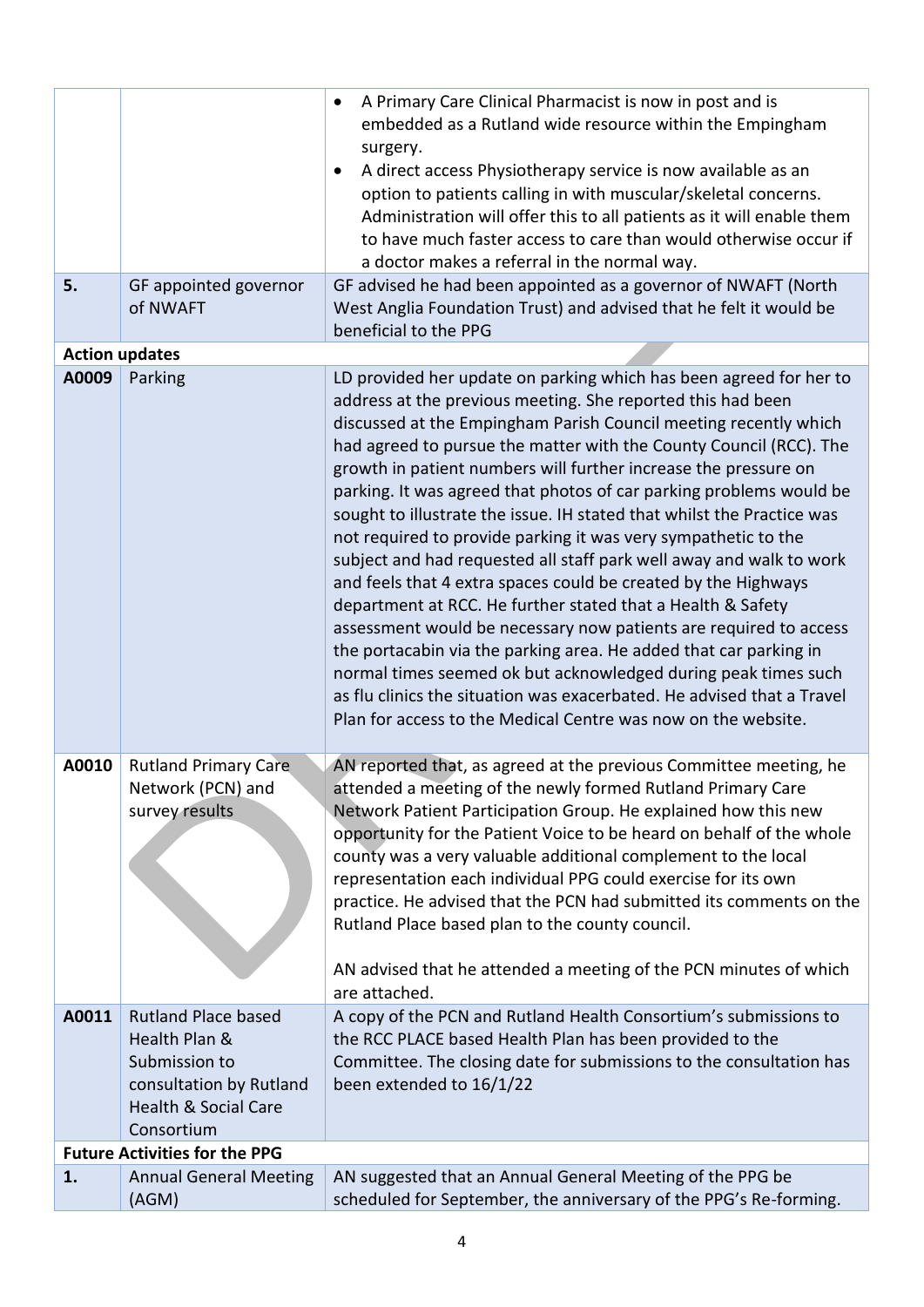| | | |
|---|---|---|
| | | • A Primary Care Clinical Pharmacist is now in post and is embedded as a Rutland wide resource within the Empingham surgery.<br>• A direct access Physiotherapy service is now available as an option to patients calling in with muscular/skeletal concerns. Administration will offer this to all patients as it will enable them to have much faster access to care than would otherwise occur if a doctor makes a referral in the normal way. |
| **5.** | GF appointed governor of NWAFT | GF advised he had been appointed as a governor of NWAFT (North West Anglia Foundation Trust) and advised that he felt it would be beneficial to the PPG |
| **Action updates** | | |
| **A0009** | Parking | LD provided her update on parking which has been agreed for her to address at the previous meeting. She reported this had been discussed at the Empingham Parish Council meeting recently which had agreed to pursue the matter with the County Council (RCC). The growth in patient numbers will further increase the pressure on parking. It was agreed that photos of car parking problems would be sought to illustrate the issue. IH stated that whilst the Practice was not required to provide parking it was very sympathetic to the subject and had requested all staff park well away and walk to work and feels that 4 extra spaces could be created by the Highways department at RCC. He further stated that a Health & Safety assessment would be necessary now patients are required to access the portacabin via the parking area. He added that car parking in normal times seemed ok but acknowledged during peak times such as flu clinics the situation was exacerbated. He advised that a Travel Plan for access to the Medical Centre was now on the website. |
| **A0010** | Rutland Primary Care Network (PCN) and survey results | AN reported that, as agreed at the previous Committee meeting, he attended a meeting of the newly formed Rutland Primary Care Network Patient Participation Group. He explained how this new opportunity for the Patient Voice to be heard on behalf of the whole county was a very valuable additional complement to the local representation each individual PPG could exercise for its own practice. He advised that the PCN had submitted its comments on the Rutland Place based plan to the county council.<br><br>AN advised that he attended a meeting of the PCN minutes of which are attached. |
| **A0011** | Rutland Place based Health Plan & Submission to consultation by Rutland Health & Social Care Consortium | A copy of the PCN and Rutland Health Consortium's submissions to the RCC PLACE based Health Plan has been provided to the Committee. The closing date for submissions to the consultation has been extended to 16/1/22 |
| **Future Activities for the PPG** | | |
| **1.** | Annual General Meeting (AGM) | AN suggested that an Annual General Meeting of the PPG be scheduled for September, the anniversary of the PPG's Re-forming. |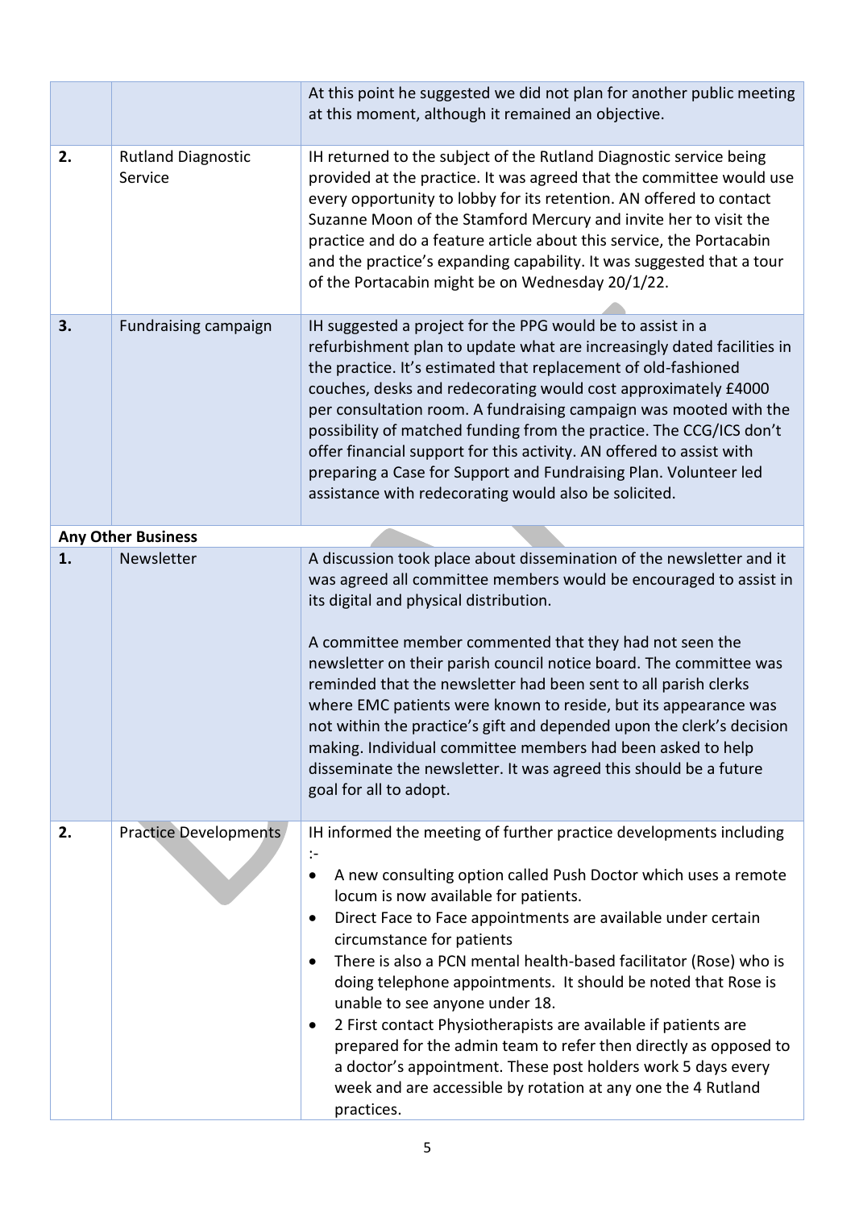| | | |
|---|---|---|
| | | At this point he suggested we did not plan for another public meeting at this moment, although it remained an objective. |
| **2.** | Rutland Diagnostic Service | IH returned to the subject of the Rutland Diagnostic service being provided at the practice. It was agreed that the committee would use every opportunity to lobby for its retention. AN offered to contact Suzanne Moon of the Stamford Mercury and invite her to visit the practice and do a feature article about this service, the Portacabin and the practice's expanding capability. It was suggested that a tour of the Portacabin might be on Wednesday 20/1/22. |
| **3.** | Fundraising campaign | IH suggested a project for the PPG would be to assist in a refurbishment plan to update what are increasingly dated facilities in the practice. It's estimated that replacement of old-fashioned couches, desks and redecorating would cost approximately £4000 per consultation room. A fundraising campaign was mooted with the possibility of matched funding from the practice. The CCG/ICS don't offer financial support for this activity. AN offered to assist with preparing a Case for Support and Fundraising Plan. Volunteer led assistance with redecorating would also be solicited. |
| **Any Other Business** | | |
| **1.** | Newsletter | A discussion took place about dissemination of the newsletter and it was agreed all committee members would be encouraged to assist in its digital and physical distribution.<br><br>A committee member commented that they had not seen the newsletter on their parish council notice board. The committee was reminded that the newsletter had been sent to all parish clerks where EMC patients were known to reside, but its appearance was not within the practice's gift and depended upon the clerk's decision making. Individual committee members had been asked to help disseminate the newsletter. It was agreed this should be a future goal for all to adopt. |
| **2.** | Practice Developments | IH informed the meeting of further practice developments including :-<br>• A new consulting option called Push Doctor which uses a remote locum is now available for patients.<br>• Direct Face to Face appointments are available under certain circumstance for patients<br>• There is also a PCN mental health-based facilitator (Rose) who is doing telephone appointments. It should be noted that Rose is unable to see anyone under 18.<br>• 2 First contact Physiotherapists are available if patients are prepared for the admin team to refer then directly as opposed to a doctor's appointment. These post holders work 5 days every week and are accessible by rotation at any one the 4 Rutland practices. |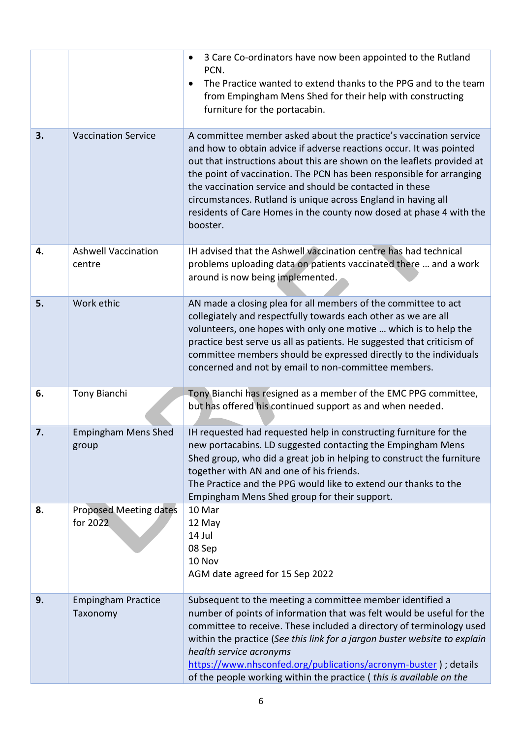|  |  |  |
|---|---|---|
|  |  | • 3 Care Co-ordinators have now been appointed to the Rutland PCN.<br>• The Practice wanted to extend thanks to the PPG and to the team from Empingham Mens Shed for their help with constructing furniture for the portacabin. |
| **3.** | Vaccination Service | A committee member asked about the practice's vaccination service and how to obtain advice if adverse reactions occur. It was pointed out that instructions about this are shown on the leaflets provided at the point of vaccination. The PCN has been responsible for arranging the vaccination service and should be contacted in these circumstances. Rutland is unique across England in having all residents of Care Homes in the county now dosed at phase 4 with the booster. |
| **4.** | Ashwell Vaccination centre | IH advised that the Ashwell vaccination centre has had technical problems uploading data on patients vaccinated there … and a work around is now being implemented. |
| **5.** | Work ethic | AN made a closing plea for all members of the committee to act collegiately and respectfully towards each other as we are all volunteers, one hopes with only one motive … which is to help the practice best serve us all as patients. He suggested that criticism of committee members should be expressed directly to the individuals concerned and not by email to non-committee members. |
| **6.** | Tony Bianchi | Tony Bianchi has resigned as a member of the EMC PPG committee, but has offered his continued support as and when needed. |
| **7.** | Empingham Mens Shed group | IH requested had requested help in constructing furniture for the new portacabins. LD suggested contacting the Empingham Mens Shed group, who did a great job in helping to construct the furniture together with AN and one of his friends.<br>The Practice and the PPG would like to extend our thanks to the Empingham Mens Shed group for their support. |
| **8.** | Proposed Meeting dates for 2022 | 10 Mar<br>12 May<br>14 Jul<br>08 Sep<br>10 Nov<br>AGM date agreed for 15 Sep 2022 |
| **9.** | Empingham Practice Taxonomy | Subsequent to the meeting a committee member identified a number of points of information that was felt would be useful for the committee to receive. These included a directory of terminology used within the practice (*See this link for a jargon buster website to explain health service acronyms* https://www.nhsconfed.org/publications/acronym-buster ) ; details of the people working within the practice ( *this is available on the* |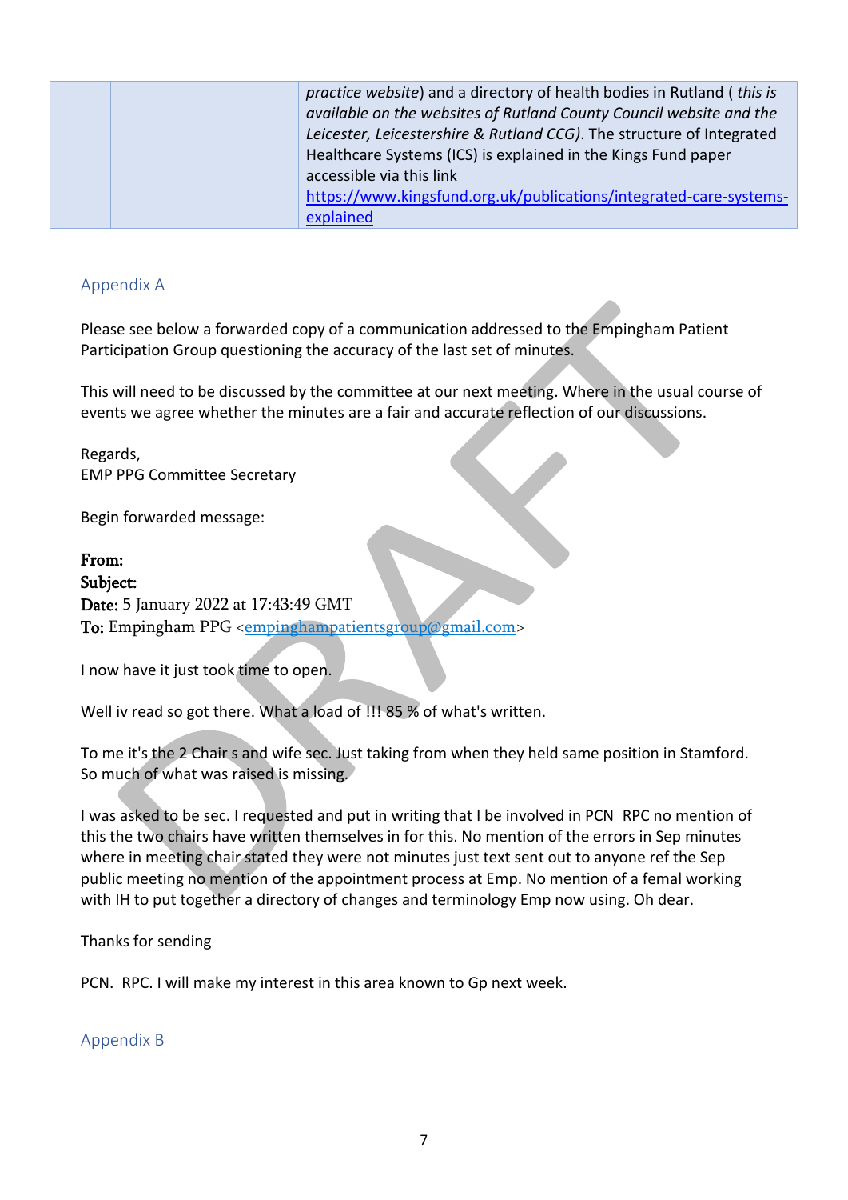| | | *practice website*) and a directory of health bodies in Rutland ( *this is available on the websites of Rutland County Council website and the Leicester, Leicestershire & Rutland CCG)*. The structure of Integrated Healthcare Systems (ICS) is explained in the Kings Fund paper accessible via this link https://www.kingsfund.org.uk/publications/integrated-care-systems-explained |
|---|---|---|

## Appendix A

Please see below a forwarded copy of a communication addressed to the Empingham Patient Participation Group questioning the accuracy of the last set of minutes.

This will need to be discussed by the committee at our next meeting. Where in the usual course of events we agree whether the minutes are a fair and accurate reflection of our discussions.

Regards,
EMP PPG Committee Secretary

Begin forwarded message:

**From:**
**Subject:**
**Date:** 5 January 2022 at 17:43:49 GMT
**To:** Empingham PPG <empinghampatientsgroup@gmail.com>

I now have it just took time to open.

Well iv read so got there. What a load of !!! 85 % of what's written.

To me it's the 2 Chair s and wife sec. Just taking from when they held same position in Stamford. So much of what was raised is missing.

I was asked to be sec. I requested and put in writing that I be involved in PCN RPC no mention of this the two chairs have written themselves in for this. No mention of the errors in Sep minutes where in meeting chair stated they were not minutes just text sent out to anyone ref the Sep public meeting no mention of the appointment process at Emp. No mention of a femal working with IH to put together a directory of changes and terminology Emp now using. Oh dear.

Thanks for sending

PCN. RPC. I will make my interest in this area known to Gp next week.

## Appendix B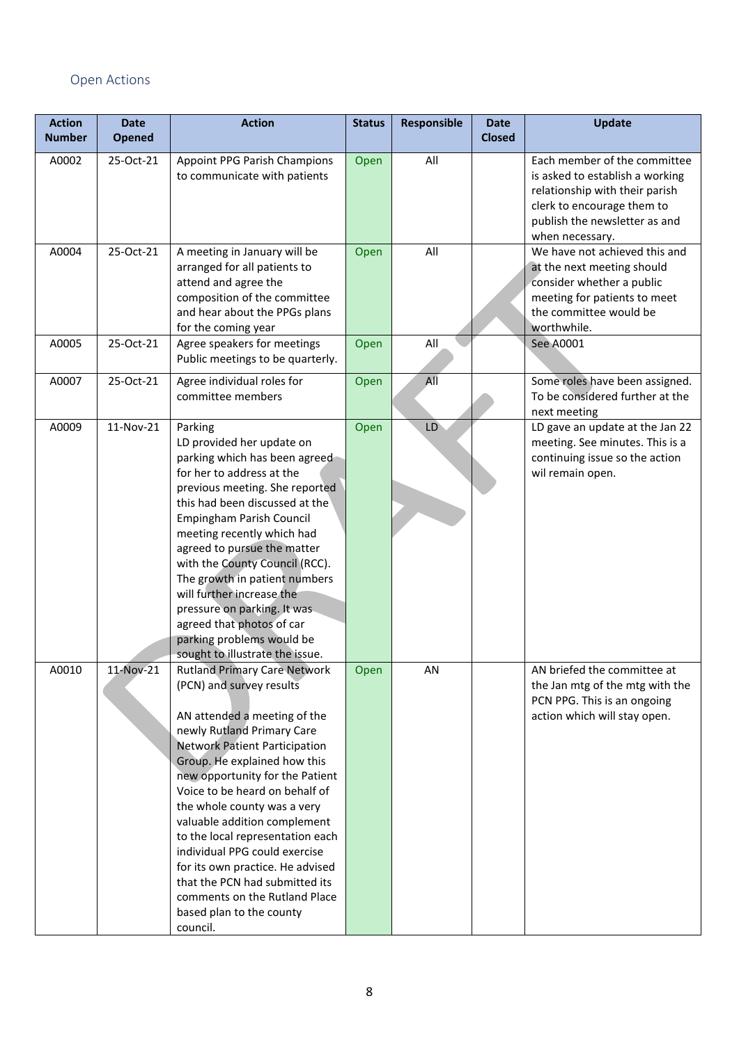## Open Actions

| Action Number | Date Opened | Action | Status | Responsible | Date Closed | Update |
|---|---|---|---|---|---|---|
| A0002 | 25-Oct-21 | Appoint PPG Parish Champions to communicate with patients | Open | All | | Each member of the committee is asked to establish a working relationship with their parish clerk to encourage them to publish the newsletter as and when necessary. |
| A0004 | 25-Oct-21 | A meeting in January will be arranged for all patients to attend and agree the composition of the committee and hear about the PPGs plans for the coming year | Open | All | | We have not achieved this and at the next meeting should consider whether a public meeting for patients to meet the committee would be worthwhile. |
| A0005 | 25-Oct-21 | Agree speakers for meetings Public meetings to be quarterly. | Open | All | | See A0001 |
| A0007 | 25-Oct-21 | Agree individual roles for committee members | Open | All | | Some roles have been assigned. To be considered further at the next meeting |
| A0009 | 11-Nov-21 | Parking<br>LD provided her update on parking which has been agreed for her to address at the previous meeting. She reported this had been discussed at the Empingham Parish Council meeting recently which had agreed to pursue the matter with the County Council (RCC). The growth in patient numbers will further increase the pressure on parking. It was agreed that photos of car parking problems would be sought to illustrate the issue. | Open | LD | | LD gave an update at the Jan 22 meeting. See minutes. This is a continuing issue so the action wil remain open. |
| A0010 | 11-Nov-21 | Rutland Primary Care Network (PCN) and survey results<br><br>AN attended a meeting of the newly Rutland Primary Care Network Patient Participation Group. He explained how this new opportunity for the Patient Voice to be heard on behalf of the whole county was a very valuable addition complement to the local representation each individual PPG could exercise for its own practice. He advised that the PCN had submitted its comments on the Rutland Place based plan to the county council. | Open | AN | | AN briefed the committee at the Jan mtg of the mtg with the PCN PPG. This is an ongoing action which will stay open. |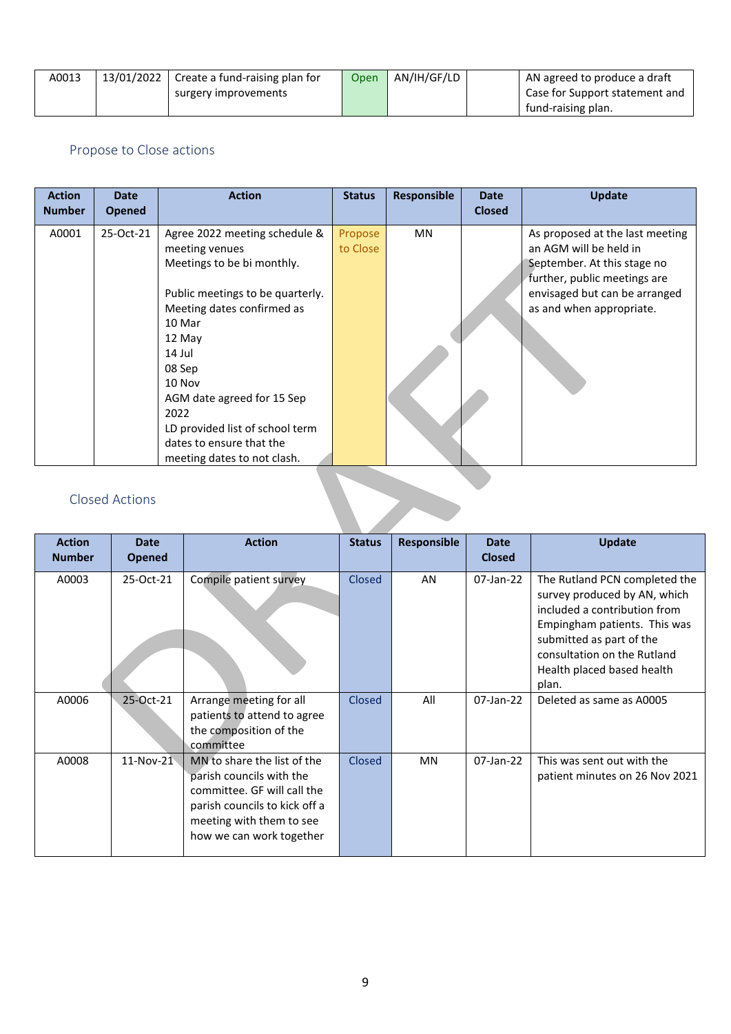| A0013 | 13/01/2022 | Create a fund-raising plan for surgery improvements | Open | AN/IH/GF/LD | | AN agreed to produce a draft Case for Support statement and fund-raising plan. |
|---|---|---|---|---|---|---|

## Propose to Close actions

| Action Number | Date Opened | Action | Status | Responsible | Date Closed | Update |
|---|---|---|---|---|---|---|
| A0001 | 25-Oct-21 | Agree 2022 meeting schedule & meeting venues<br>Meetings to be bi monthly.<br><br>Public meetings to be quarterly. Meeting dates confirmed as<br>10 Mar<br>12 May<br>14 Jul<br>08 Sep<br>10 Nov<br>AGM date agreed for 15 Sep 2022<br>LD provided list of school term dates to ensure that the meeting dates to not clash. | Propose to Close | MN | | As proposed at the last meeting an AGM will be held in September. At this stage no further, public meetings are envisaged but can be arranged as and when appropriate. |

## Closed Actions

| Action Number | Date Opened | Action | Status | Responsible | Date Closed | Update |
|---|---|---|---|---|---|---|
| A0003 | 25-Oct-21 | Compile patient survey | Closed | AN | 07-Jan-22 | The Rutland PCN completed the survey produced by AN, which included a contribution from Empingham patients. This was submitted as part of the consultation on the Rutland Health placed based health plan. |
| A0006 | 25-Oct-21 | Arrange meeting for all patients to attend to agree the composition of the committee | Closed | All | 07-Jan-22 | Deleted as same as A0005 |
| A0008 | 11-Nov-21 | MN to share the list of the parish councils with the committee. GF will call the parish councils to kick off a meeting with them to see how we can work together | Closed | MN | 07-Jan-22 | This was sent out with the patient minutes on 26 Nov 2021 |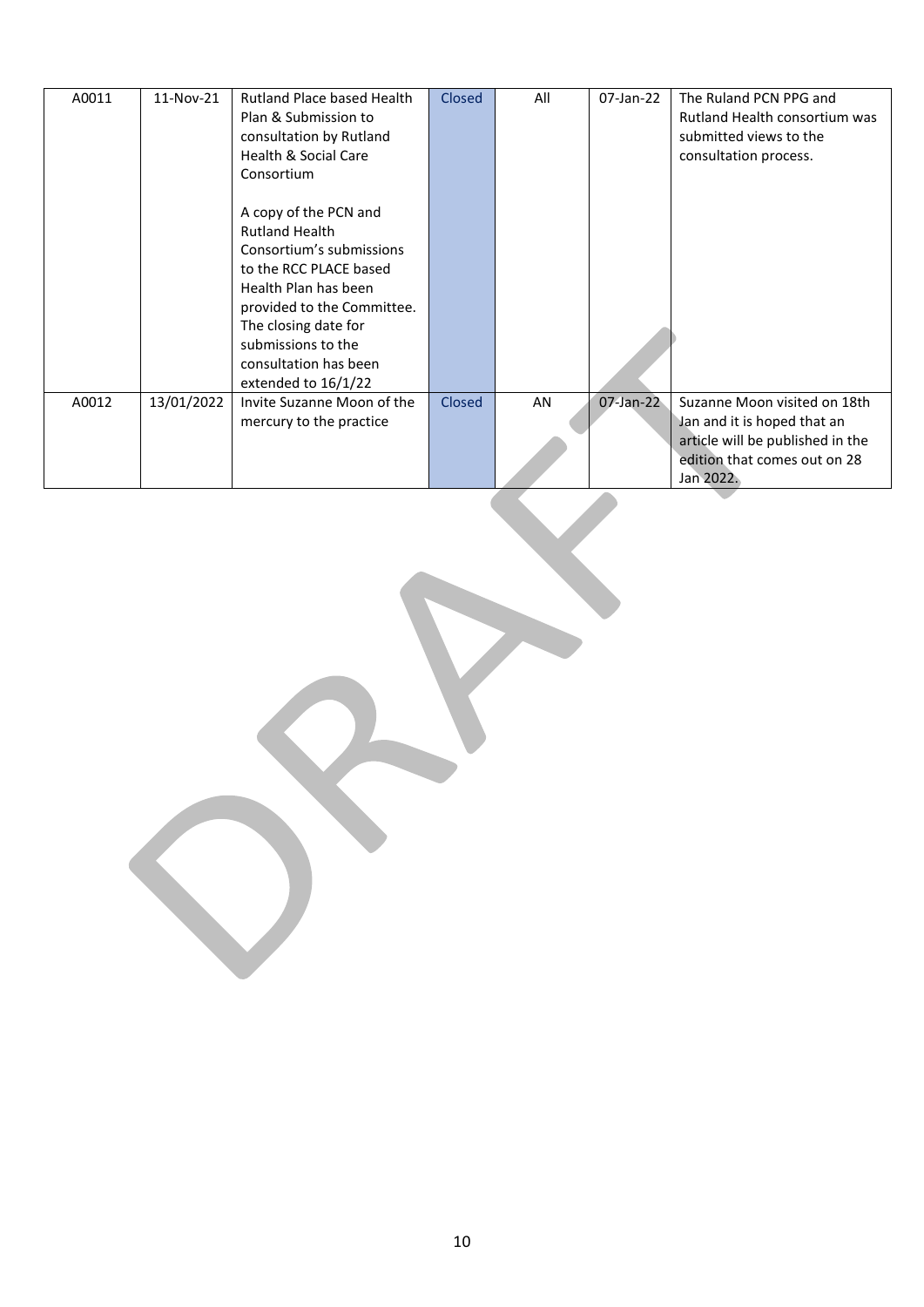| | | | | | | |
|---|---|---|---|---|---|---|
| A0011 | 11-Nov-21 | Rutland Place based Health Plan & Submission to consultation by Rutland Health & Social Care Consortium<br><br>A copy of the PCN and Rutland Health Consortium's submissions to the RCC PLACE based Health Plan has been provided to the Committee. The closing date for submissions to the consultation has been extended to 16/1/22 | Closed | All | 07-Jan-22 | The Ruland PCN PPG and Rutland Health consortium was submitted views to the consultation process. |
| A0012 | 13/01/2022 | Invite Suzanne Moon of the mercury to the practice | Closed | AN | 07-Jan-22 | Suzanne Moon visited on 18th Jan and it is hoped that an article will be published in the edition that comes out on 28 Jan 2022. |